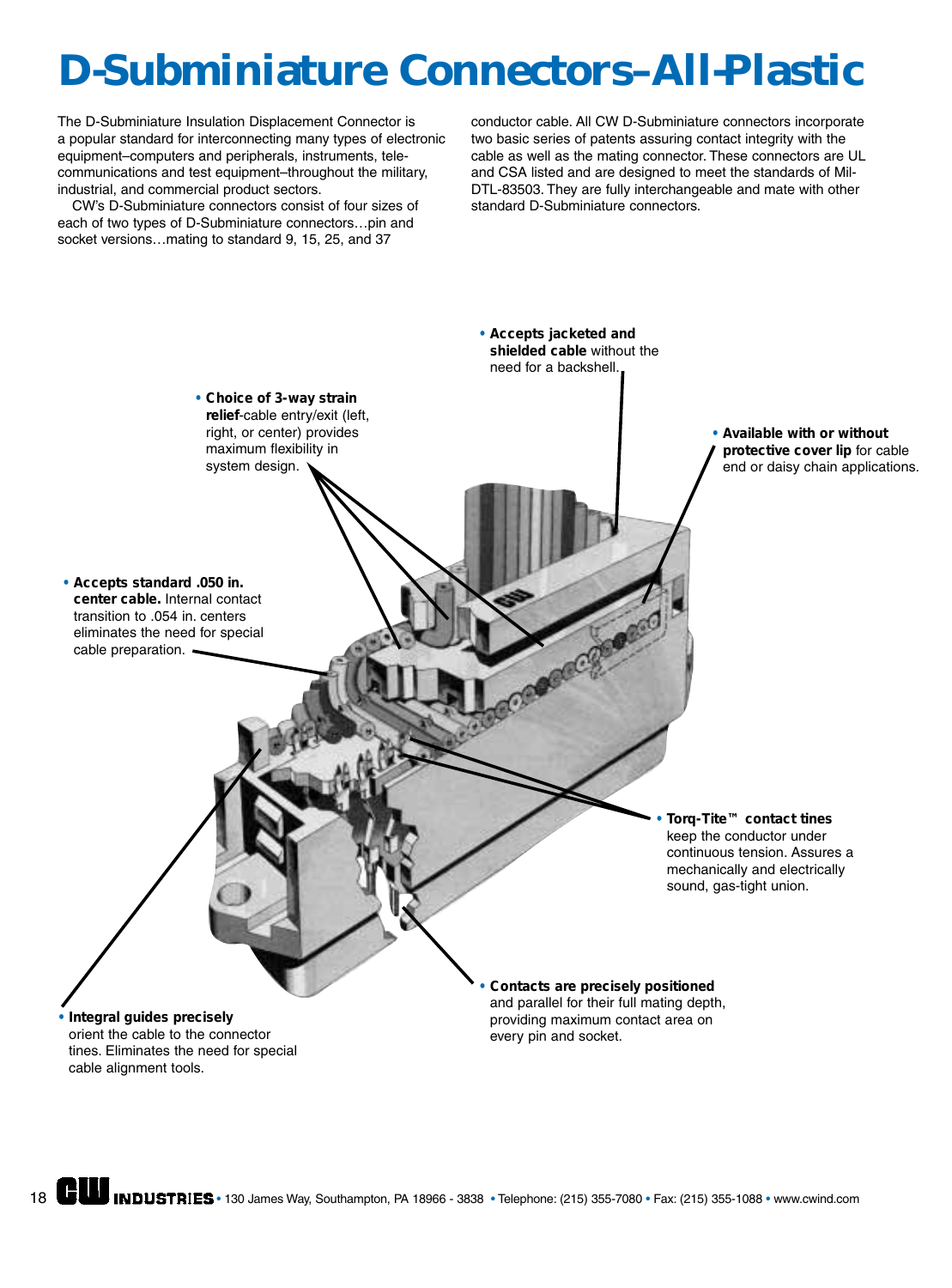# D-Subminiature Connectors–All-Plastic

The D-Subminiature Insulation Displacement Connector is a popular standard for interconnecting many types of electronic equipment–computers and peripherals, instruments, telecommunications and test equipment–throughout the military, industrial, and commercial product sectors.

CW's D-Subminiature connectors consist of four sizes of each of two types of D-Subminiature connectors…pin and socket versions…mating to standard 9, 15, 25, and 37 conductor cable. All CW D-Subminiature connectors incorporate two basic series of patents assuring contact integrity with the cable as well as the mating connector. These connectors are UL and CSA listed and are designed to meet the standards of Mil-DTL-83503. They are fully interchangeable and mate with other standard D-Subminiature connectors.

- **Accepts jacketed and shielded cable** without the need for a backshell.
- **Choice of 3-way strain relief**-cable entry/exit (left, right, or center) provides maximum flexibility in system design.
- **Available with or without protective cover lip** for cable end or daisy chain applications.
- **Accepts standard .050 in. center cable.** Internal contact transition to .054 in. centers eliminates the need for special cable preparation.
- **Torq-Tite™ contact tines** keep the conductor under continuous tension. Assures a mechanically and electrically sound, gas-tight union.
- **Contacts are precisely positioned** and parallel for their full mating depth, providing maximum contact area on every pin and socket.
- **Integral guides precisely** orient the cable to the connector tines. Eliminates the need for special cable alignment tools.

CW INDUSTRIES • 130 James Way, Southampton, PA 18966 - 3838 • Telephone: (215) 355-7080 • Fax: (215) 355-1088 • www.cwind.com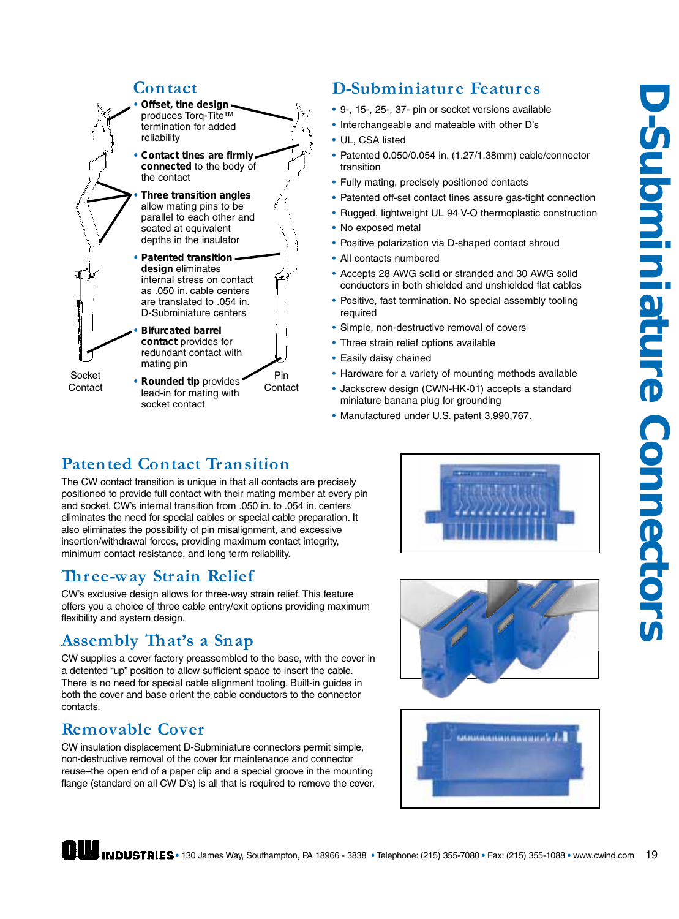# D-Subminiature Connectors

## Contact

- **Offset, tine design** produces Torq-Tite™ termination for added reliability
- **Contact tines are firmly connected** to the body of the contact
- **Three transition angles** allow mating pins to be parallel to each other and seated at equivalent depths in the insulator
- **Patented transition design** eliminates internal stress on contact as .050 in. cable centers are translated to .054 in. D-Subminiature centers
- **Bifurcated barrel contact** provides for redundant contact with mating pin
- **Rounded tip** provides lead-in for mating with socket contact

Socket Contact

Pin Contact

## D-Subminiature Features

- 9-, 15-, 25-, 37- pin or socket versions available
- Interchangeable and mateable with other D's
- UL, CSA listed
- Patented 0.050/0.054 in. (1.27/1.38mm) cable/connector transition
- Fully mating, precisely positioned contacts
- Patented off-set contact tines assure gas-tight connection
- Rugged, lightweight UL 94 V-O thermoplastic construction
- No exposed metal
- Positive polarization via D-shaped contact shroud
- All contacts numbered
- Accepts 28 AWG solid or stranded and 30 AWG solid conductors in both shielded and unshielded flat cables
- Positive, fast termination. No special assembly tooling required
- Simple, non-destructive removal of covers
- Three strain relief options available
- Easily daisy chained
- Hardware for a variety of mounting methods available
- Jackscrew design (CWN-HK-01) accepts a standard miniature banana plug for grounding
- Manufactured under U.S. patent 3,990,767.

## Patented Contact Transition

The CW contact transition is unique in that all contacts are precisely positioned to provide full contact with their mating member at every pin and socket. CW's internal transition from .050 in. to .054 in. centers eliminates the need for special cables or special cable preparation. It also eliminates the possibility of pin misalignment, and excessive insertion/withdrawal forces, providing maximum contact integrity, minimum contact resistance, and long term reliability.

## Three-way Strain Relief

CW's exclusive design allows for three-way strain relief. This feature offers you a choice of three cable entry/exit options providing maximum flexibility and system design.

## Assembly That's a Snap

CW supplies a cover factory preassembled to the base, with the cover in a detented "up" position to allow sufficient space to insert the cable. There is no need for special cable alignment tooling. Built-in guides in both the cover and base orient the cable conductors to the connector contacts.

## Removable Cover

CW insulation displacement D-Subminiature connectors permit simple, non-destructive removal of the cover for maintenance and connector reuse–the open end of a paper clip and a special groove in the mounting flange (standard on all CW D's) is all that is required to remove the cover.

CW INDUSTRIES • 130 James Way, Southampton, PA 18966 - 3838 • Telephone: (215) 355-7080 • Fax: (215) 355-1088 • www.cwind.com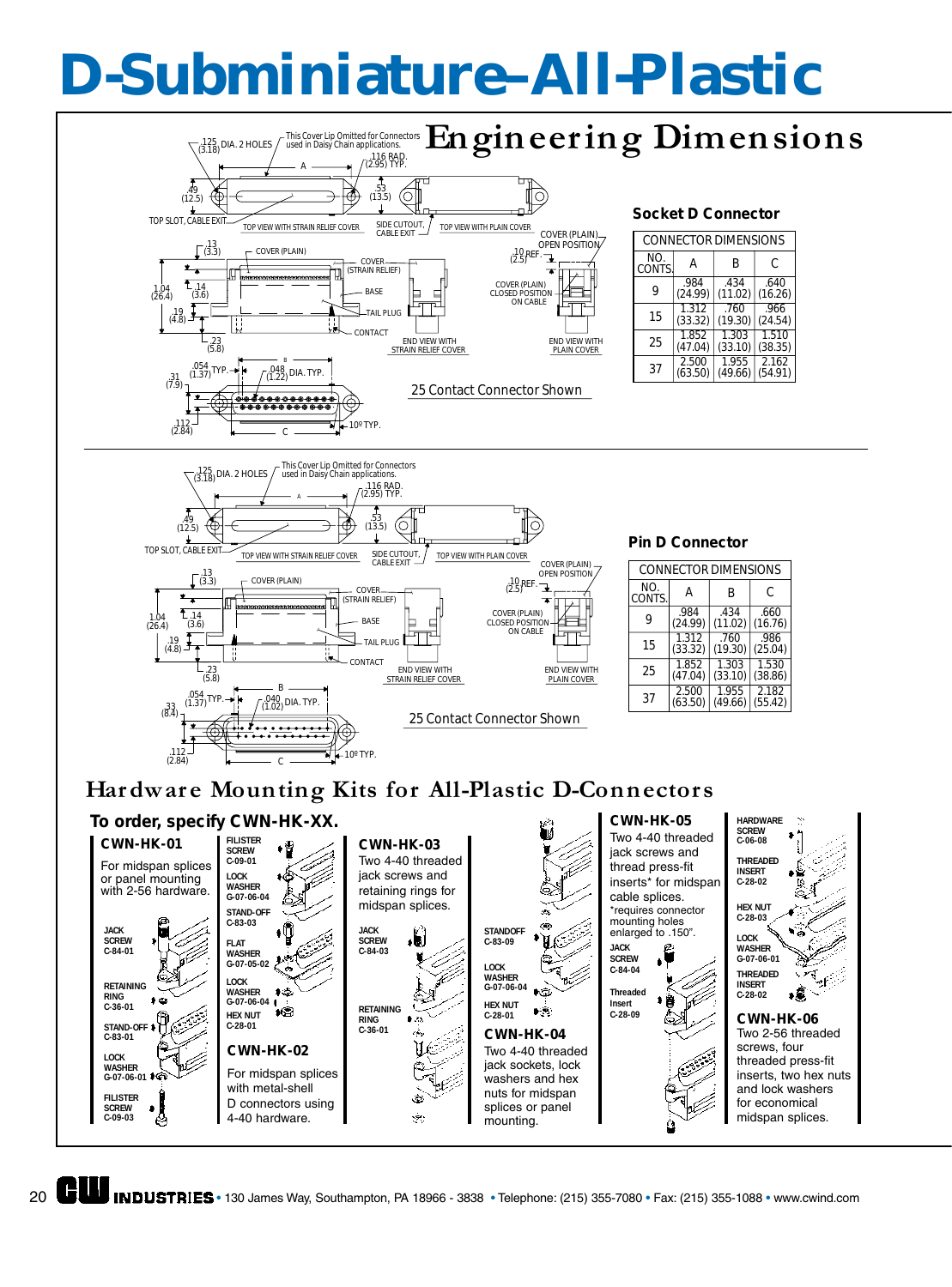# D-Subminiature–All-Plastic

## Engineering Dimensions

### Socket D Connector

| NO. CONTS. | A | B | C |
|---|---|---|---|
| 9 | .984 (24.99) | .434 (11.02) | .640 (16.26) |
| 15 | 1.312 (33.32) | .760 (19.30) | .966 (24.54) |
| 25 | 1.852 (47.04) | 1.303 (33.10) | 1.510 (38.35) |
| 37 | 2.500 (63.50) | 1.955 (49.66) | 2.162 (54.91) |

25 Contact Connector Shown

### Pin D Connector

| NO. CONTS. | A | B | C |
|---|---|---|---|
| 9 | .984 (24.99) | .434 (11.02) | .660 (16.76) |
| 15 | 1.312 (33.32) | .760 (19.30) | .986 (25.04) |
| 25 | 1.852 (47.04) | 1.303 (33.10) | 1.530 (38.86) |
| 37 | 2.500 (63.50) | 1.955 (49.66) | 2.182 (55.42) |

25 Contact Connector Shown

## Hardware Mounting Kits for All-Plastic D-Connectors

**To order, specify CWN-HK-XX.**

### CWN-HK-01

For midspan splices or panel mounting with 2-56 hardware.

JACK SCREW C-84-01, RETAINING RING C-36-01, STAND-OFF C-83-01, LOCK WASHER G-07-06-01, FILISTER SCREW C-09-03

### CWN-HK-02

For midspan splices with metal-shell D connectors using 4-40 hardware.

FILISTER SCREW C-09-01, LOCK WASHER G-07-06-04, STAND-OFF C-83-03, FLAT WASHER G-07-05-02, LOCK WASHER G-07-06-04, HEX NUT C-28-01

### CWN-HK-03

Two 4-40 threaded jack screws and retaining rings for midspan splices.

JACK SCREW C-84-03, RETAINING RING C-36-01

### CWN-HK-04

Two 4-40 threaded jack sockets, lock washers and hex nuts for midspan splices or panel mounting.

STANDOFF C-83-09, LOCK WASHER G-07-06-04, HEX NUT C-28-01

### CWN-HK-05

Two 4-40 threaded jack screws and thread press-fit inserts* for midspan cable splices.

*requires connector mounting holes enlarged to .150".

JACK SCREW C-84-04, Threaded Insert C-28-09

### CWN-HK-06

Two 2-56 threaded screws, four threaded press-fit inserts, two hex nuts and lock washers for economical midspan splices.

HARDWARE SCREW C-06-08, THREADED INSERT C-28-02, HEX NUT C-28-03, LOCK WASHER G-07-06-01, THREADED INSERT C-28-02

CW INDUSTRIES • 130 James Way, Southampton, PA 18966 - 3838 • Telephone: (215) 355-7080 • Fax: (215) 355-1088 • www.cwind.com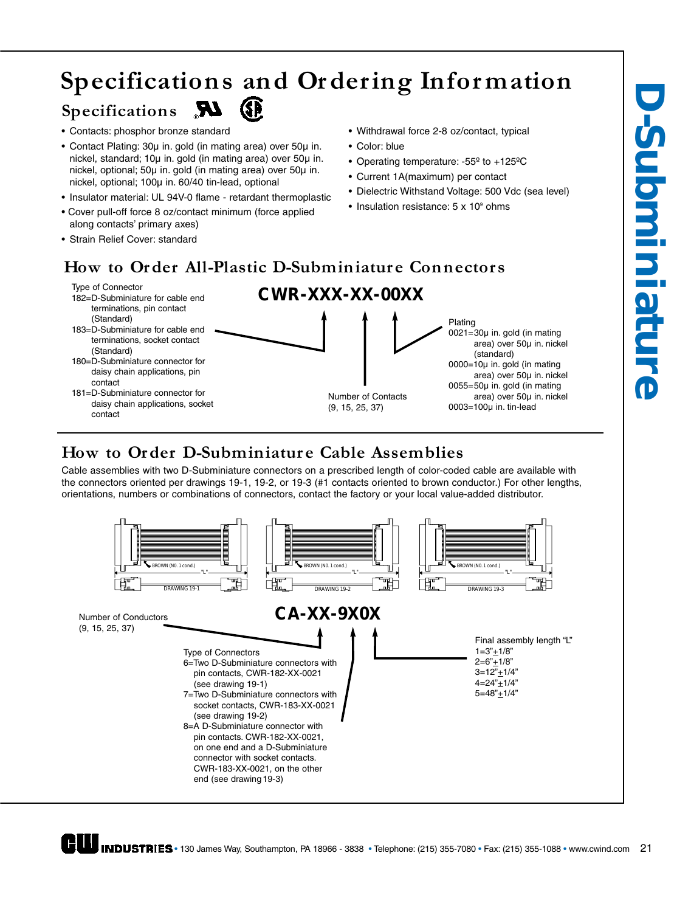# Specifications and Ordering Information

## Specifications

- Contacts: phosphor bronze standard
- Contact Plating: 30µ in. gold (in mating area) over 50µ in. nickel, standard; 10µ in. gold (in mating area) over 50µ in. nickel, optional; 50µ in. gold (in mating area) over 50µ in. nickel, optional; 100µ in. 60/40 tin-lead, optional
- Insulator material: UL 94V-0 flame - retardant thermoplastic
- Cover pull-off force 8 oz/contact minimum (force applied along contacts' primary axes)
- Strain Relief Cover: standard
- Withdrawal force 2-8 oz/contact, typical
- Color: blue
- Operating temperature: -55º to +125ºC
- Current 1A(maximum) per contact
- Dielectric Withstand Voltage: 500 Vdc (sea level)
- Insulation resistance: 5 x $10^9$ ohms

## How to Order All-Plastic D-Subminiature Connectors

**CWR-XXX-XX-00XX**

Type of Connector
- 182=D-Subminiature for cable end terminations, pin contact (Standard)
- 183=D-Subminiature for cable end terminations, socket contact (Standard)
- 180=D-Subminiature connector for daisy chain applications, pin contact
- 181=D-Subminiature connector for daisy chain applications, socket contact

Number of Contacts (9, 15, 25, 37)

Plating
- 0021=30µ in. gold (in mating area) over 50µ in. nickel (standard)
- 0000=10µ in. gold (in mating area) over 50µ in. nickel
- 0055=50µ in. gold (in mating area) over 50µ in. nickel
- 0003=100µ in. tin-lead

## How to Order D-Subminiature Cable Assemblies

Cable assemblies with two D-Subminiature connectors on a prescribed length of color-coded cable are available with the connectors oriented per drawings 19-1, 19-2, or 19-3 (#1 contacts oriented to brown conductor.) For other lengths, orientations, numbers or combinations of connectors, contact the factory or your local value-added distributor.

BROWN (NO. 1 cond.)
"L"
DRAWING 19-1

BROWN (NO. 1 cond.)
"L"
DRAWING 19-2

BROWN (NO. 1 cond.)
"L"
DRAWING 19-3

**CA-XX-9X0X**

Number of Conductors (9, 15, 25, 37)

Type of Connectors
- 6=Two D-Subminiature connectors with pin contacts, CWR-182-XX-0021 (see drawing 19-1)
- 7=Two D-Subminiature connectors with socket contacts, CWR-183-XX-0021 (see drawing 19-2)
- 8=A D-Subminiature connector with pin contacts. CWR-182-XX-0021, on one end and a D-Subminiature connector with socket contacts. CWR-183-XX-0021, on the other end (see drawing 19-3)

Final assembly length "L"
- 1=3"±1/8"
- 2=6"±1/8"
- 3=12"±1/4"
- 4=24"±1/4"
- 5=48"±1/4"

CW INDUSTRIES • 130 James Way, Southampton, PA 18966 - 3838 • Telephone: (215) 355-7080 • Fax: (215) 355-1088 • www.cwind.com